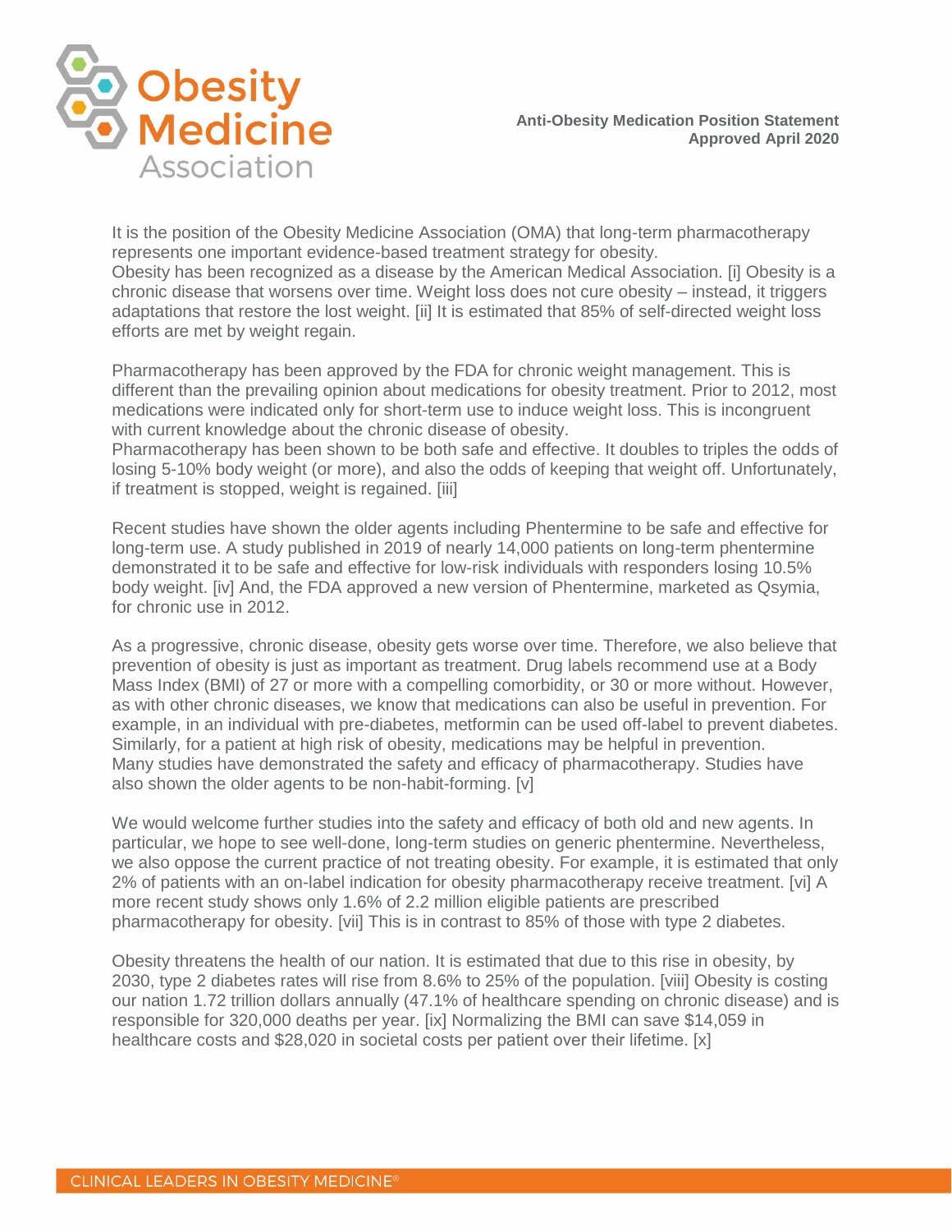# Obesity Medicine Association

**Anti-Obesity Medication Position Statement**
**Approved April 2020**

It is the position of the Obesity Medicine Association (OMA) that long-term pharmacotherapy represents one important evidence-based treatment strategy for obesity.
Obesity has been recognized as a disease by the American Medical Association. [i] Obesity is a chronic disease that worsens over time. Weight loss does not cure obesity – instead, it triggers adaptations that restore the lost weight. [ii] It is estimated that 85% of self-directed weight loss efforts are met by weight regain.

Pharmacotherapy has been approved by the FDA for chronic weight management. This is different than the prevailing opinion about medications for obesity treatment. Prior to 2012, most medications were indicated only for short-term use to induce weight loss. This is incongruent with current knowledge about the chronic disease of obesity.
Pharmacotherapy has been shown to be both safe and effective. It doubles to triples the odds of losing 5-10% body weight (or more), and also the odds of keeping that weight off. Unfortunately, if treatment is stopped, weight is regained. [iii]

Recent studies have shown the older agents including Phentermine to be safe and effective for long-term use. A study published in 2019 of nearly 14,000 patients on long-term phentermine demonstrated it to be safe and effective for low-risk individuals with responders losing 10.5% body weight. [iv] And, the FDA approved a new version of Phentermine, marketed as Qsymia, for chronic use in 2012.

As a progressive, chronic disease, obesity gets worse over time. Therefore, we also believe that prevention of obesity is just as important as treatment. Drug labels recommend use at a Body Mass Index (BMI) of 27 or more with a compelling comorbidity, or 30 or more without. However, as with other chronic diseases, we know that medications can also be useful in prevention. For example, in an individual with pre-diabetes, metformin can be used off-label to prevent diabetes. Similarly, for a patient at high risk of obesity, medications may be helpful in prevention.
Many studies have demonstrated the safety and efficacy of pharmacotherapy. Studies have also shown the older agents to be non-habit-forming. [v]

We would welcome further studies into the safety and efficacy of both old and new agents. In particular, we hope to see well-done, long-term studies on generic phentermine. Nevertheless, we also oppose the current practice of not treating obesity. For example, it is estimated that only 2% of patients with an on-label indication for obesity pharmacotherapy receive treatment. [vi] A more recent study shows only 1.6% of 2.2 million eligible patients are prescribed pharmacotherapy for obesity. [vii] This is in contrast to 85% of those with type 2 diabetes.

Obesity threatens the health of our nation. It is estimated that due to this rise in obesity, by 2030, type 2 diabetes rates will rise from 8.6% to 25% of the population. [viii] Obesity is costing our nation 1.72 trillion dollars annually (47.1% of healthcare spending on chronic disease) and is responsible for 320,000 deaths per year. [ix] Normalizing the BMI can save $14,059 in healthcare costs and $28,020 in societal costs per patient over their lifetime. [x]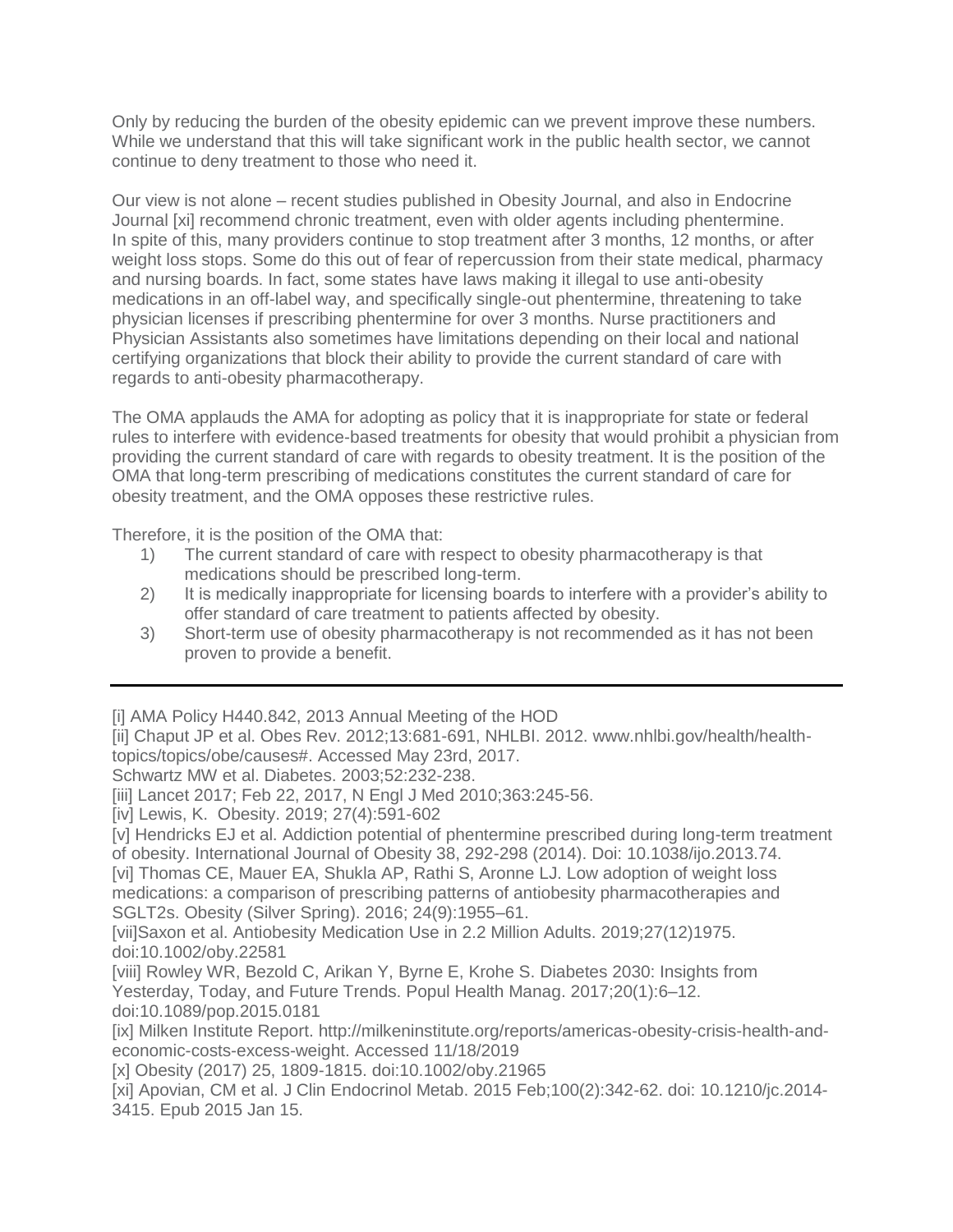Only by reducing the burden of the obesity epidemic can we prevent improve these numbers. While we understand that this will take significant work in the public health sector, we cannot continue to deny treatment to those who need it.

Our view is not alone – recent studies published in Obesity Journal, and also in Endocrine Journal [xi] recommend chronic treatment, even with older agents including phentermine. In spite of this, many providers continue to stop treatment after 3 months, 12 months, or after weight loss stops. Some do this out of fear of repercussion from their state medical, pharmacy and nursing boards. In fact, some states have laws making it illegal to use anti-obesity medications in an off-label way, and specifically single-out phentermine, threatening to take physician licenses if prescribing phentermine for over 3 months. Nurse practitioners and Physician Assistants also sometimes have limitations depending on their local and national certifying organizations that block their ability to provide the current standard of care with regards to anti-obesity pharmacotherapy.

The OMA applauds the AMA for adopting as policy that it is inappropriate for state or federal rules to interfere with evidence-based treatments for obesity that would prohibit a physician from providing the current standard of care with regards to obesity treatment. It is the position of the OMA that long-term prescribing of medications constitutes the current standard of care for obesity treatment, and the OMA opposes these restrictive rules.

Therefore, it is the position of the OMA that:

1) The current standard of care with respect to obesity pharmacotherapy is that medications should be prescribed long-term.
2) It is medically inappropriate for licensing boards to interfere with a provider's ability to offer standard of care treatment to patients affected by obesity.
3) Short-term use of obesity pharmacotherapy is not recommended as it has not been proven to provide a benefit.

---

[i] AMA Policy H440.842, 2013 Annual Meeting of the HOD

[ii] Chaput JP et al. Obes Rev. 2012;13:681-691, NHLBI. 2012. www.nhlbi.gov/health/health-topics/topics/obe/causes#. Accessed May 23rd, 2017.
Schwartz MW et al. Diabetes. 2003;52:232-238.

[iii] Lancet 2017; Feb 22, 2017, N Engl J Med 2010;363:245-56.

[iv] Lewis, K. Obesity. 2019; 27(4):591-602

[v] Hendricks EJ et al. Addiction potential of phentermine prescribed during long-term treatment of obesity. International Journal of Obesity 38, 292-298 (2014). Doi: 10.1038/ijo.2013.74.

[vi] Thomas CE, Mauer EA, Shukla AP, Rathi S, Aronne LJ. Low adoption of weight loss medications: a comparison of prescribing patterns of antiobesity pharmacotherapies and SGLT2s. Obesity (Silver Spring). 2016; 24(9):1955–61.

[vii]Saxon et al. Antiobesity Medication Use in 2.2 Million Adults. 2019;27(12)1975. doi:10.1002/oby.22581

[viii] Rowley WR, Bezold C, Arikan Y, Byrne E, Krohe S. Diabetes 2030: Insights from Yesterday, Today, and Future Trends. Popul Health Manag. 2017;20(1):6–12. doi:10.1089/pop.2015.0181

[ix] Milken Institute Report. http://milkeninstitute.org/reports/americas-obesity-crisis-health-and-economic-costs-excess-weight. Accessed 11/18/2019

[x] Obesity (2017) 25, 1809-1815. doi:10.1002/oby.21965

[xi] Apovian, CM et al. J Clin Endocrinol Metab. 2015 Feb;100(2):342-62. doi: 10.1210/jc.2014-3415. Epub 2015 Jan 15.